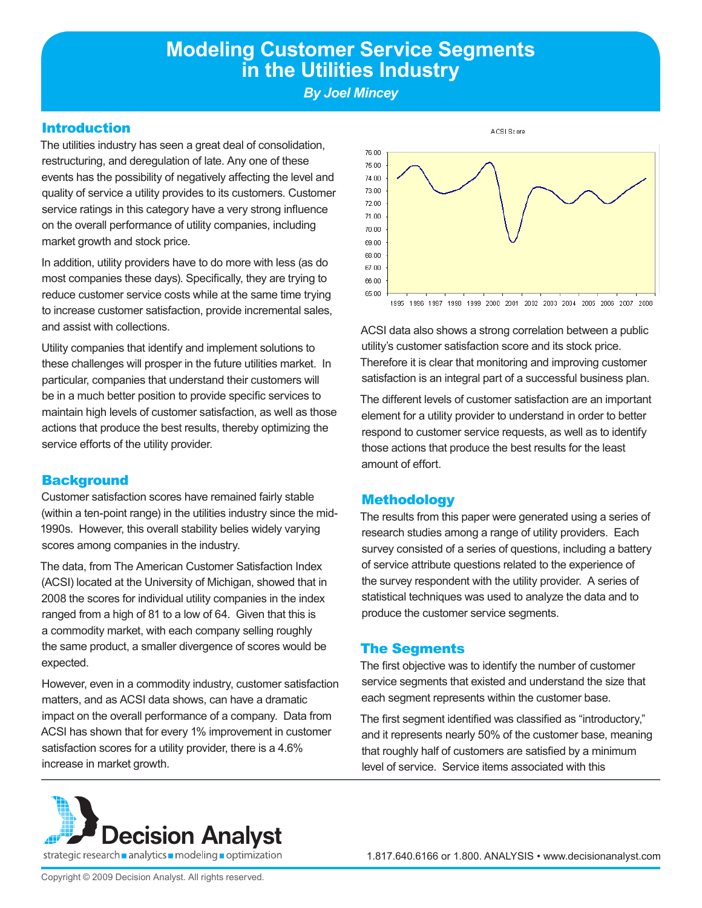# Modeling Customer Service Segments in the Utilities Industry

*By Joel Mincey*

## Introduction

The utilities industry has seen a great deal of consolidation, restructuring, and deregulation of late. Any one of these events has the possibility of negatively affecting the level and quality of service a utility provides to its customers. Customer service ratings in this category have a very strong influence on the overall performance of utility companies, including market growth and stock price.

In addition, utility providers have to do more with less (as do most companies these days). Specifically, they are trying to reduce customer service costs while at the same time trying to increase customer satisfaction, provide incremental sales, and assist with collections.

Utility companies that identify and implement solutions to these challenges will prosper in the future utilities market. In particular, companies that understand their customers will be in a much better position to provide specific services to maintain high levels of customer satisfaction, as well as those actions that produce the best results, thereby optimizing the service efforts of the utility provider.

## Background

Customer satisfaction scores have remained fairly stable (within a ten-point range) in the utilities industry since the mid-1990s. However, this overall stability belies widely varying scores among companies in the industry.

The data, from The American Customer Satisfaction Index (ACSI) located at the University of Michigan, showed that in 2008 the scores for individual utility companies in the index ranged from a high of 81 to a low of 64. Given that this is a commodity market, with each company selling roughly the same product, a smaller divergence of scores would be expected.

However, even in a commodity industry, customer satisfaction matters, and as ACSI data shows, can have a dramatic impact on the overall performance of a company. Data from ACSI has shown that for every 1% improvement in customer satisfaction scores for a utility provider, there is a 4.6% increase in market growth.

ACSI Score

ACSI data also shows a strong correlation between a public utility's customer satisfaction score and its stock price. Therefore it is clear that monitoring and improving customer satisfaction is an integral part of a successful business plan.

The different levels of customer satisfaction are an important element for a utility provider to understand in order to better respond to customer service requests, as well as to identify those actions that produce the best results for the least amount of effort.

## Methodology

The results from this paper were generated using a series of research studies among a range of utility providers. Each survey consisted of a series of questions, including a battery of service attribute questions related to the experience of the survey respondent with the utility provider. A series of statistical techniques was used to analyze the data and to produce the customer service segments.

## The Segments

The first objective was to identify the number of customer service segments that existed and understand the size that each segment represents within the customer base.

The first segment identified was classified as "introductory," and it represents nearly 50% of the customer base, meaning that roughly half of customers are satisfied by a minimum level of service. Service items associated with this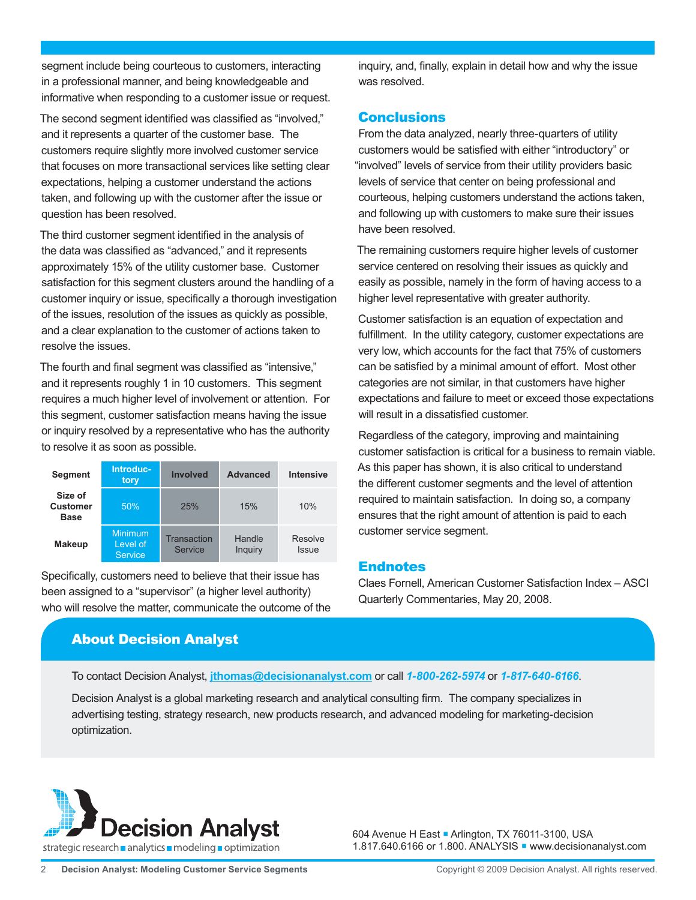segment include being courteous to customers, interacting in a professional manner, and being knowledgeable and informative when responding to a customer issue or request.

The second segment identified was classified as "involved," and it represents a quarter of the customer base. The customers require slightly more involved customer service that focuses on more transactional services like setting clear expectations, helping a customer understand the actions taken, and following up with the customer after the issue or question has been resolved.

The third customer segment identified in the analysis of the data was classified as "advanced," and it represents approximately 15% of the utility customer base. Customer satisfaction for this segment clusters around the handling of a customer inquiry or issue, specifically a thorough investigation of the issues, resolution of the issues as quickly as possible, and a clear explanation to the customer of actions taken to resolve the issues.

The fourth and final segment was classified as "intensive," and it represents roughly 1 in 10 customers. This segment requires a much higher level of involvement or attention. For this segment, customer satisfaction means having the issue or inquiry resolved by a representative who has the authority to resolve it as soon as possible.

| Segment | Introductory | Involved | Advanced | Intensive |
|---|---|---|---|---|
| Size of Customer Base | 50% | 25% | 15% | 10% |
| Makeup | Minimum Level of Service | Transaction Service | Handle Inquiry | Resolve Issue |

Specifically, customers need to believe that their issue has been assigned to a "supervisor" (a higher level authority) who will resolve the matter, communicate the outcome of the inquiry, and, finally, explain in detail how and why the issue was resolved.

## Conclusions

From the data analyzed, nearly three-quarters of utility customers would be satisfied with either "introductory" or "involved" levels of service from their utility providers basic levels of service that center on being professional and courteous, helping customers understand the actions taken, and following up with customers to make sure their issues have been resolved.

The remaining customers require higher levels of customer service centered on resolving their issues as quickly and easily as possible, namely in the form of having access to a higher level representative with greater authority.

Customer satisfaction is an equation of expectation and fulfillment. In the utility category, customer expectations are very low, which accounts for the fact that 75% of customers can be satisfied by a minimal amount of effort. Most other categories are not similar, in that customers have higher expectations and failure to meet or exceed those expectations will result in a dissatisfied customer.

Regardless of the category, improving and maintaining customer satisfaction is critical for a business to remain viable. As this paper has shown, it is also critical to understand the different customer segments and the level of attention required to maintain satisfaction. In doing so, a company ensures that the right amount of attention is paid to each customer service segment.

## Endnotes

Claes Fornell, American Customer Satisfaction Index – ASCI Quarterly Commentaries, May 20, 2008.

## About Decision Analyst

To contact Decision Analyst, jthomas@decisionanalyst.com or call ***1-800-262-5974*** or ***1-817-640-6166***.

Decision Analyst is a global marketing research and analytical consulting firm. The company specializes in advertising testing, strategy research, new products research, and advanced modeling for marketing-decision optimization.

**Decision Analyst**

strategic research ■ analytics ■ modeling ■ optimization

604 Avenue H East ■ Arlington, TX 76011-3100, USA
1.817.640.6166 or 1.800. ANALYSIS ■ www.decisionanalyst.com

Copyright © 2009 Decision Analyst. All rights reserved.